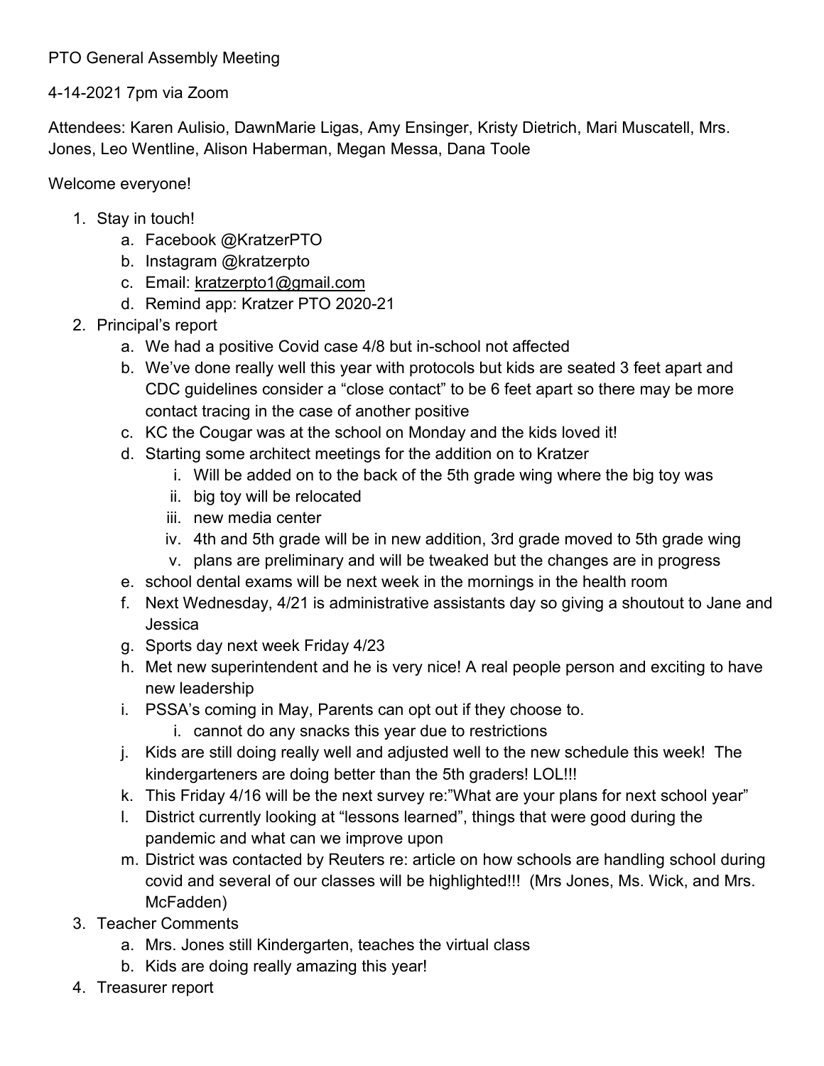PTO General Assembly Meeting

4-14-2021 7pm via Zoom

Attendees: Karen Aulisio, DawnMarie Ligas, Amy Ensinger, Kristy Dietrich, Mari Muscatell, Mrs. Jones, Leo Wentline, Alison Haberman, Megan Messa, Dana Toole

Welcome everyone!

1. Stay in touch!
    a. Facebook @KratzerPTO
    b. Instagram @kratzerpto
    c. Email: kratzerpto1@gmail.com
    d. Remind app: Kratzer PTO 2020-21
2. Principal's report
    a. We had a positive Covid case 4/8 but in-school not affected
    b. We've done really well this year with protocols but kids are seated 3 feet apart and CDC guidelines consider a "close contact" to be 6 feet apart so there may be more contact tracing in the case of another positive
    c. KC the Cougar was at the school on Monday and the kids loved it!
    d. Starting some architect meetings for the addition on to Kratzer
        i. Will be added on to the back of the 5th grade wing where the big toy was
        ii. big toy will be relocated
        iii. new media center
        iv. 4th and 5th grade will be in new addition, 3rd grade moved to 5th grade wing
        v. plans are preliminary and will be tweaked but the changes are in progress
    e. school dental exams will be next week in the mornings in the health room
    f. Next Wednesday, 4/21 is administrative assistants day so giving a shoutout to Jane and Jessica
    g. Sports day next week Friday 4/23
    h. Met new superintendent and he is very nice! A real people person and exciting to have new leadership
    i. PSSA's coming in May, Parents can opt out if they choose to.
        i. cannot do any snacks this year due to restrictions
    j. Kids are still doing really well and adjusted well to the new schedule this week! The kindergarteners are doing better than the 5th graders! LOL!!!
    k. This Friday 4/16 will be the next survey re:"What are your plans for next school year"
    l. District currently looking at "lessons learned", things that were good during the pandemic and what can we improve upon
    m. District was contacted by Reuters re: article on how schools are handling school during covid and several of our classes will be highlighted!!! (Mrs Jones, Ms. Wick, and Mrs. McFadden)
3. Teacher Comments
    a. Mrs. Jones still Kindergarten, teaches the virtual class
    b. Kids are doing really amazing this year!
4. Treasurer report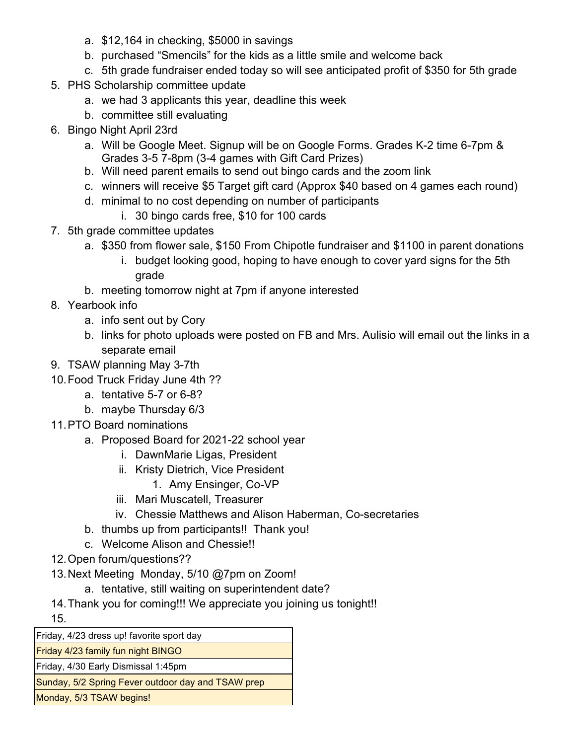a. $12,164 in checking, $5000 in savings
   b. purchased "Smencils" for the kids as a little smile and welcome back
   c. 5th grade fundraiser ended today so will see anticipated profit of $350 for 5th grade
5. PHS Scholarship committee update
   a. we had 3 applicants this year, deadline this week
   b. committee still evaluating
6. Bingo Night April 23rd
   a. Will be Google Meet. Signup will be on Google Forms. Grades K-2 time 6-7pm & Grades 3-5 7-8pm (3-4 games with Gift Card Prizes)
   b. Will need parent emails to send out bingo cards and the zoom link
   c. winners will receive $5 Target gift card (Approx $40 based on 4 games each round)
   d. minimal to no cost depending on number of participants
      i. 30 bingo cards free, $10 for 100 cards
7. 5th grade committee updates
   a. $350 from flower sale, $150 From Chipotle fundraiser and $1100 in parent donations
      i. budget looking good, hoping to have enough to cover yard signs for the 5th grade
   b. meeting tomorrow night at 7pm if anyone interested
8. Yearbook info
   a. info sent out by Cory
   b. links for photo uploads were posted on FB and Mrs. Aulisio will email out the links in a separate email
9. TSAW planning May 3-7th
10. Food Truck Friday June 4th ??
    a. tentative 5-7 or 6-8?
    b. maybe Thursday 6/3
11. PTO Board nominations
    a. Proposed Board for 2021-22 school year
       i. DawnMarie Ligas, President
       ii. Kristy Dietrich, Vice President
           1. Amy Ensinger, Co-VP
       iii. Mari Muscatell, Treasurer
       iv. Chessie Matthews and Alison Haberman, Co-secretaries
    b. thumbs up from participants!! Thank you!
    c. Welcome Alison and Chessie!!
12. Open forum/questions??
13. Next Meeting Monday, 5/10 @7pm on Zoom!
    a. tentative, still waiting on superintendent date?
14. Thank you for coming!!! We appreciate you joining us tonight!!
15.

| Friday, 4/23 dress up! favorite sport day |
|---|
| Friday 4/23 family fun night BINGO |
| Friday, 4/30 Early Dismissal 1:45pm |
| Sunday, 5/2 Spring Fever outdoor day and TSAW prep |
| Monday, 5/3 TSAW begins! |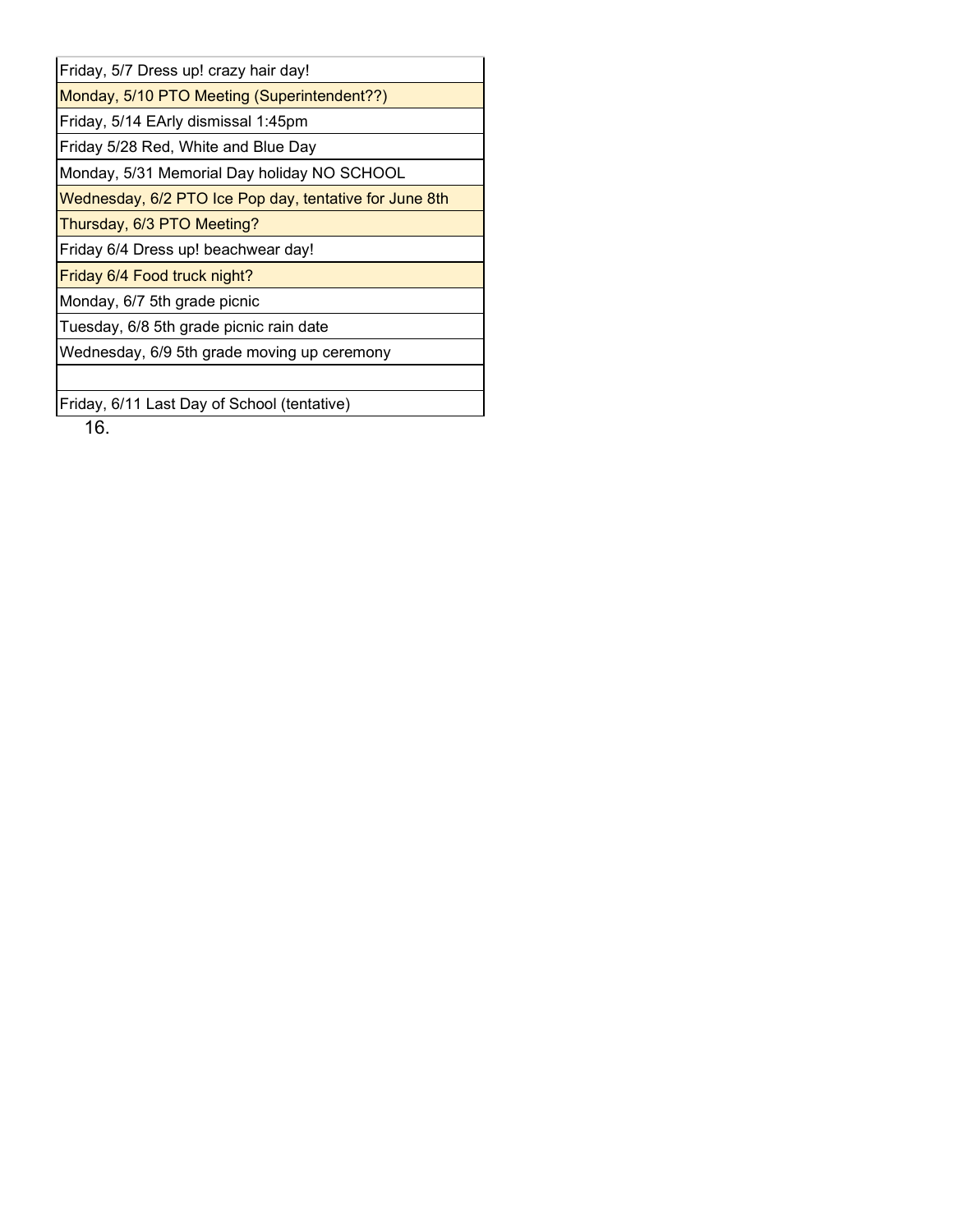| |
|---|
| Friday, 5/7 Dress up! crazy hair day! |
| Monday, 5/10 PTO Meeting (Superintendent??) |
| Friday, 5/14 EArly dismissal 1:45pm |
| Friday 5/28 Red, White and Blue Day |
| Monday, 5/31 Memorial Day holiday NO SCHOOL |
| Wednesday, 6/2 PTO Ice Pop day, tentative for June 8th |
| Thursday, 6/3 PTO Meeting? |
| Friday 6/4 Dress up! beachwear day! |
| Friday 6/4 Food truck night? |
| Monday, 6/7 5th grade picnic |
| Tuesday, 6/8 5th grade picnic rain date |
| Wednesday, 6/9 5th grade moving up ceremony |
| |
| Friday, 6/11 Last Day of School (tentative) |

16.